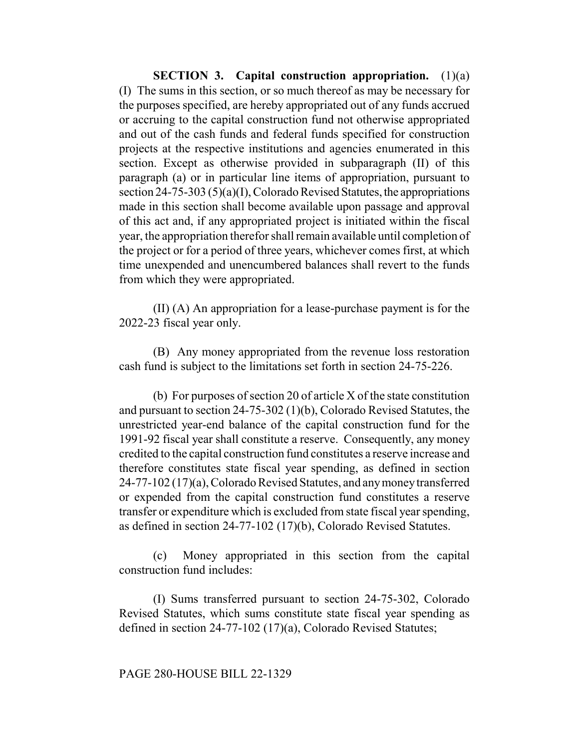**SECTION 3. Capital construction appropriation.** (1)(a) (I) The sums in this section, or so much thereof as may be necessary for the purposes specified, are hereby appropriated out of any funds accrued or accruing to the capital construction fund not otherwise appropriated and out of the cash funds and federal funds specified for construction projects at the respective institutions and agencies enumerated in this section. Except as otherwise provided in subparagraph (II) of this paragraph (a) or in particular line items of appropriation, pursuant to section 24-75-303 (5)(a)(I), Colorado Revised Statutes, the appropriations made in this section shall become available upon passage and approval of this act and, if any appropriated project is initiated within the fiscal year, the appropriation therefor shall remain available until completion of the project or for a period of three years, whichever comes first, at which time unexpended and unencumbered balances shall revert to the funds from which they were appropriated.

(II) (A) An appropriation for a lease-purchase payment is for the 2022-23 fiscal year only.

(B) Any money appropriated from the revenue loss restoration cash fund is subject to the limitations set forth in section 24-75-226.

(b) For purposes of section 20 of article X of the state constitution and pursuant to section 24-75-302 (1)(b), Colorado Revised Statutes, the unrestricted year-end balance of the capital construction fund for the 1991-92 fiscal year shall constitute a reserve. Consequently, any money credited to the capital construction fund constitutes a reserve increase and therefore constitutes state fiscal year spending, as defined in section 24-77-102 (17)(a), Colorado Revised Statutes, and any money transferred or expended from the capital construction fund constitutes a reserve transfer or expenditure which is excluded from state fiscal year spending, as defined in section 24-77-102 (17)(b), Colorado Revised Statutes.

(c) Money appropriated in this section from the capital construction fund includes:

(I) Sums transferred pursuant to section 24-75-302, Colorado Revised Statutes, which sums constitute state fiscal year spending as defined in section 24-77-102 (17)(a), Colorado Revised Statutes;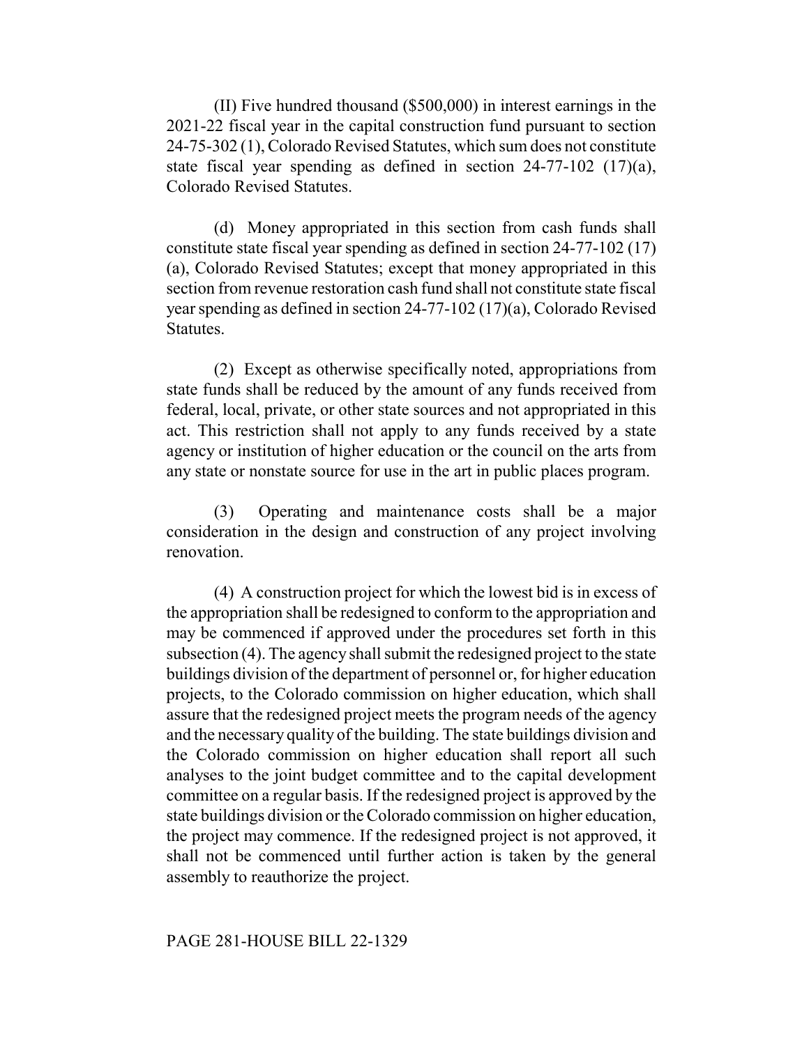(II) Five hundred thousand ($500,000) in interest earnings in the 2021-22 fiscal year in the capital construction fund pursuant to section 24-75-302 (1), Colorado Revised Statutes, which sum does not constitute state fiscal year spending as defined in section 24-77-102 (17)(a), Colorado Revised Statutes.

(d) Money appropriated in this section from cash funds shall constitute state fiscal year spending as defined in section 24-77-102 (17) (a), Colorado Revised Statutes; except that money appropriated in this section from revenue restoration cash fund shall not constitute state fiscal year spending as defined in section 24-77-102 (17)(a), Colorado Revised Statutes.

(2) Except as otherwise specifically noted, appropriations from state funds shall be reduced by the amount of any funds received from federal, local, private, or other state sources and not appropriated in this act. This restriction shall not apply to any funds received by a state agency or institution of higher education or the council on the arts from any state or nonstate source for use in the art in public places program.

(3) Operating and maintenance costs shall be a major consideration in the design and construction of any project involving renovation.

(4) A construction project for which the lowest bid is in excess of the appropriation shall be redesigned to conform to the appropriation and may be commenced if approved under the procedures set forth in this subsection (4). The agency shall submit the redesigned project to the state buildings division of the department of personnel or, for higher education projects, to the Colorado commission on higher education, which shall assure that the redesigned project meets the program needs of the agency and the necessary quality of the building. The state buildings division and the Colorado commission on higher education shall report all such analyses to the joint budget committee and to the capital development committee on a regular basis. If the redesigned project is approved by the state buildings division or the Colorado commission on higher education, the project may commence. If the redesigned project is not approved, it shall not be commenced until further action is taken by the general assembly to reauthorize the project.

PAGE 281-HOUSE BILL 22-1329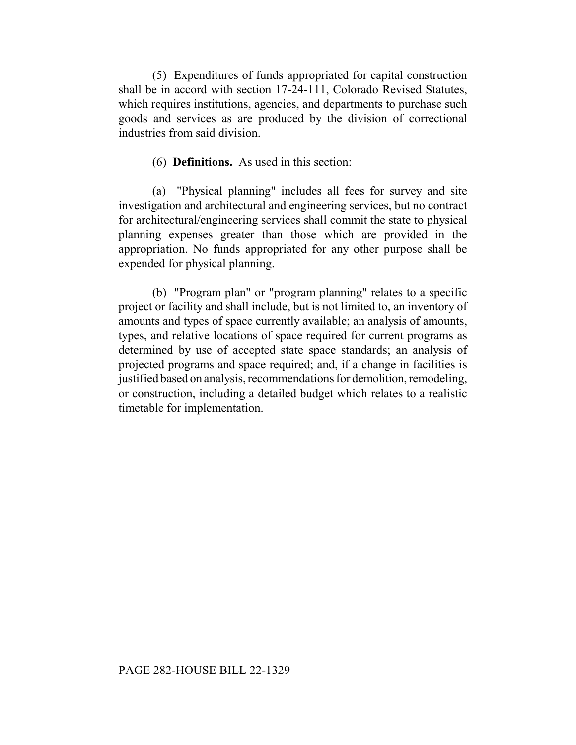(5) Expenditures of funds appropriated for capital construction shall be in accord with section 17-24-111, Colorado Revised Statutes, which requires institutions, agencies, and departments to purchase such goods and services as are produced by the division of correctional industries from said division.

(6) **Definitions.** As used in this section:

(a) "Physical planning" includes all fees for survey and site investigation and architectural and engineering services, but no contract for architectural/engineering services shall commit the state to physical planning expenses greater than those which are provided in the appropriation. No funds appropriated for any other purpose shall be expended for physical planning.

(b) "Program plan" or "program planning" relates to a specific project or facility and shall include, but is not limited to, an inventory of amounts and types of space currently available; an analysis of amounts, types, and relative locations of space required for current programs as determined by use of accepted state space standards; an analysis of projected programs and space required; and, if a change in facilities is justified based on analysis, recommendations for demolition, remodeling, or construction, including a detailed budget which relates to a realistic timetable for implementation.